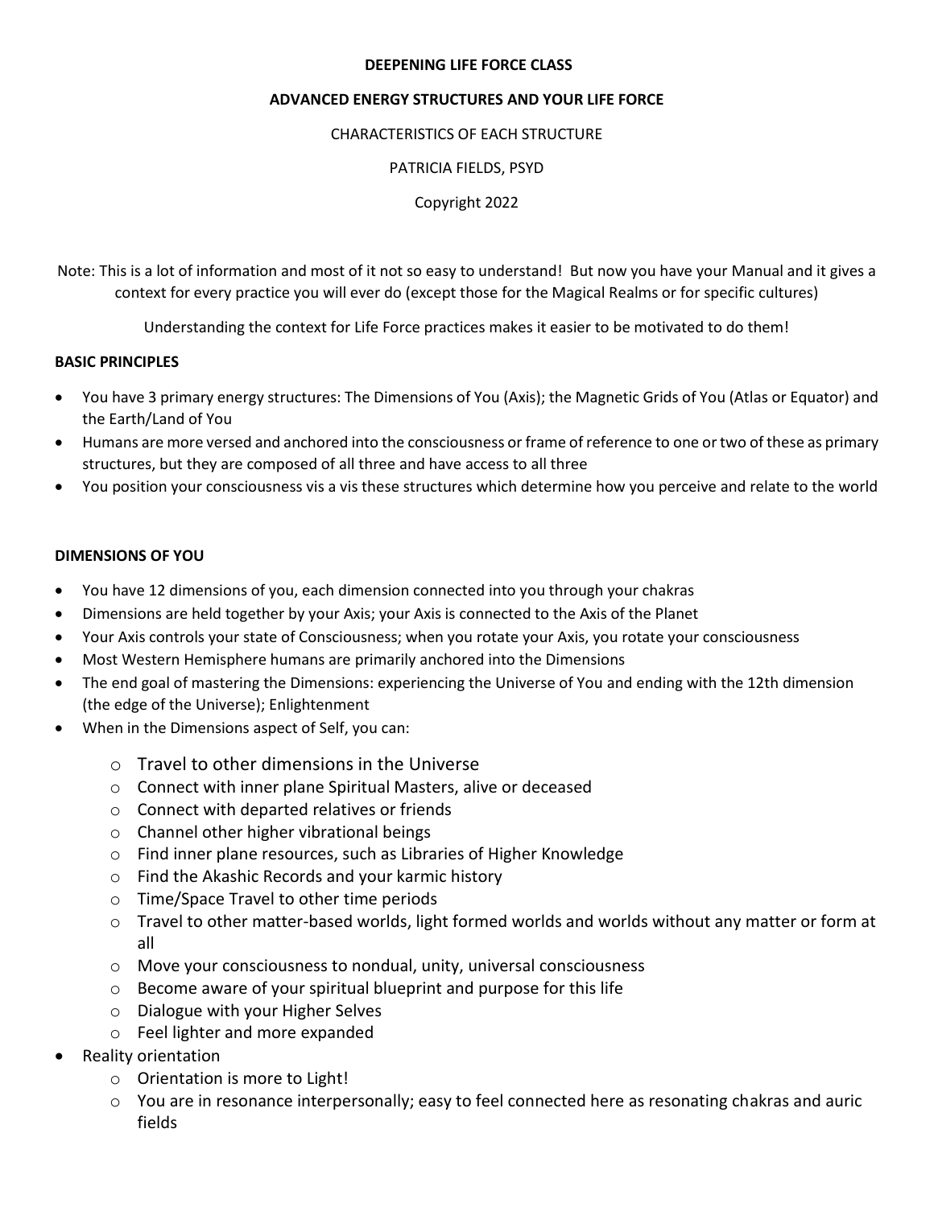**DEEPENING LIFE FORCE CLASS**

**ADVANCED ENERGY STRUCTURES AND YOUR LIFE FORCE**

CHARACTERISTICS OF EACH STRUCTURE

PATRICIA FIELDS, PSYD

Copyright 2022

Note: This is a lot of information and most of it not so easy to understand! But now you have your Manual and it gives a context for every practice you will ever do (except those for the Magical Realms or for specific cultures)

Understanding the context for Life Force practices makes it easier to be motivated to do them!

**BASIC PRINCIPLES**

- You have 3 primary energy structures: The Dimensions of You (Axis); the Magnetic Grids of You (Atlas or Equator) and the Earth/Land of You
- Humans are more versed and anchored into the consciousness or frame of reference to one or two of these as primary structures, but they are composed of all three and have access to all three
- You position your consciousness vis a vis these structures which determine how you perceive and relate to the world

**DIMENSIONS OF YOU**

- You have 12 dimensions of you, each dimension connected into you through your chakras
- Dimensions are held together by your Axis; your Axis is connected to the Axis of the Planet
- Your Axis controls your state of Consciousness; when you rotate your Axis, you rotate your consciousness
- Most Western Hemisphere humans are primarily anchored into the Dimensions
- The end goal of mastering the Dimensions: experiencing the Universe of You and ending with the 12th dimension (the edge of the Universe); Enlightenment
- When in the Dimensions aspect of Self, you can:
  - Travel to other dimensions in the Universe
  - Connect with inner plane Spiritual Masters, alive or deceased
  - Connect with departed relatives or friends
  - Channel other higher vibrational beings
  - Find inner plane resources, such as Libraries of Higher Knowledge
  - Find the Akashic Records and your karmic history
  - Time/Space Travel to other time periods
  - Travel to other matter-based worlds, light formed worlds and worlds without any matter or form at all
  - Move your consciousness to nondual, unity, universal consciousness
  - Become aware of your spiritual blueprint and purpose for this life
  - Dialogue with your Higher Selves
  - Feel lighter and more expanded
- Reality orientation
  - Orientation is more to Light!
  - You are in resonance interpersonally; easy to feel connected here as resonating chakras and auric fields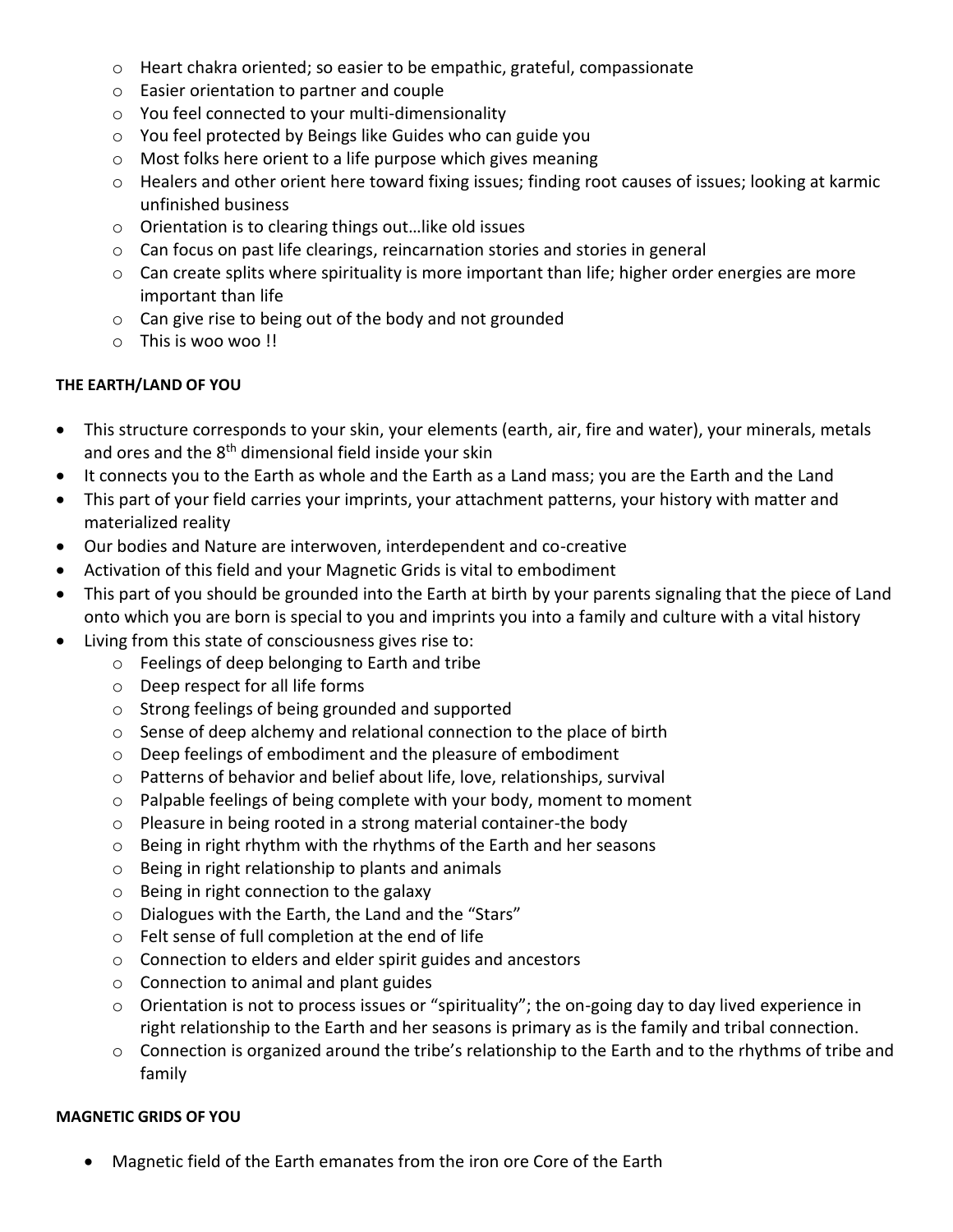- Heart chakra oriented; so easier to be empathic, grateful, compassionate
  - Easier orientation to partner and couple
  - You feel connected to your multi-dimensionality
  - You feel protected by Beings like Guides who can guide you
  - Most folks here orient to a life purpose which gives meaning
  - Healers and other orient here toward fixing issues; finding root causes of issues; looking at karmic unfinished business
  - Orientation is to clearing things out…like old issues
  - Can focus on past life clearings, reincarnation stories and stories in general
  - Can create splits where spirituality is more important than life; higher order energies are more important than life
  - Can give rise to being out of the body and not grounded
  - This is woo woo !!

**THE EARTH/LAND OF YOU**

- This structure corresponds to your skin, your elements (earth, air, fire and water), your minerals, metals and ores and the 8th dimensional field inside your skin
- It connects you to the Earth as whole and the Earth as a Land mass; you are the Earth and the Land
- This part of your field carries your imprints, your attachment patterns, your history with matter and materialized reality
- Our bodies and Nature are interwoven, interdependent and co-creative
- Activation of this field and your Magnetic Grids is vital to embodiment
- This part of you should be grounded into the Earth at birth by your parents signaling that the piece of Land onto which you are born is special to you and imprints you into a family and culture with a vital history
- Living from this state of consciousness gives rise to:
  - Feelings of deep belonging to Earth and tribe
  - Deep respect for all life forms
  - Strong feelings of being grounded and supported
  - Sense of deep alchemy and relational connection to the place of birth
  - Deep feelings of embodiment and the pleasure of embodiment
  - Patterns of behavior and belief about life, love, relationships, survival
  - Palpable feelings of being complete with your body, moment to moment
  - Pleasure in being rooted in a strong material container-the body
  - Being in right rhythm with the rhythms of the Earth and her seasons
  - Being in right relationship to plants and animals
  - Being in right connection to the galaxy
  - Dialogues with the Earth, the Land and the "Stars"
  - Felt sense of full completion at the end of life
  - Connection to elders and elder spirit guides and ancestors
  - Connection to animal and plant guides
  - Orientation is not to process issues or "spirituality"; the on-going day to day lived experience in right relationship to the Earth and her seasons is primary as is the family and tribal connection.
  - Connection is organized around the tribe's relationship to the Earth and to the rhythms of tribe and family

**MAGNETIC GRIDS OF YOU**

- Magnetic field of the Earth emanates from the iron ore Core of the Earth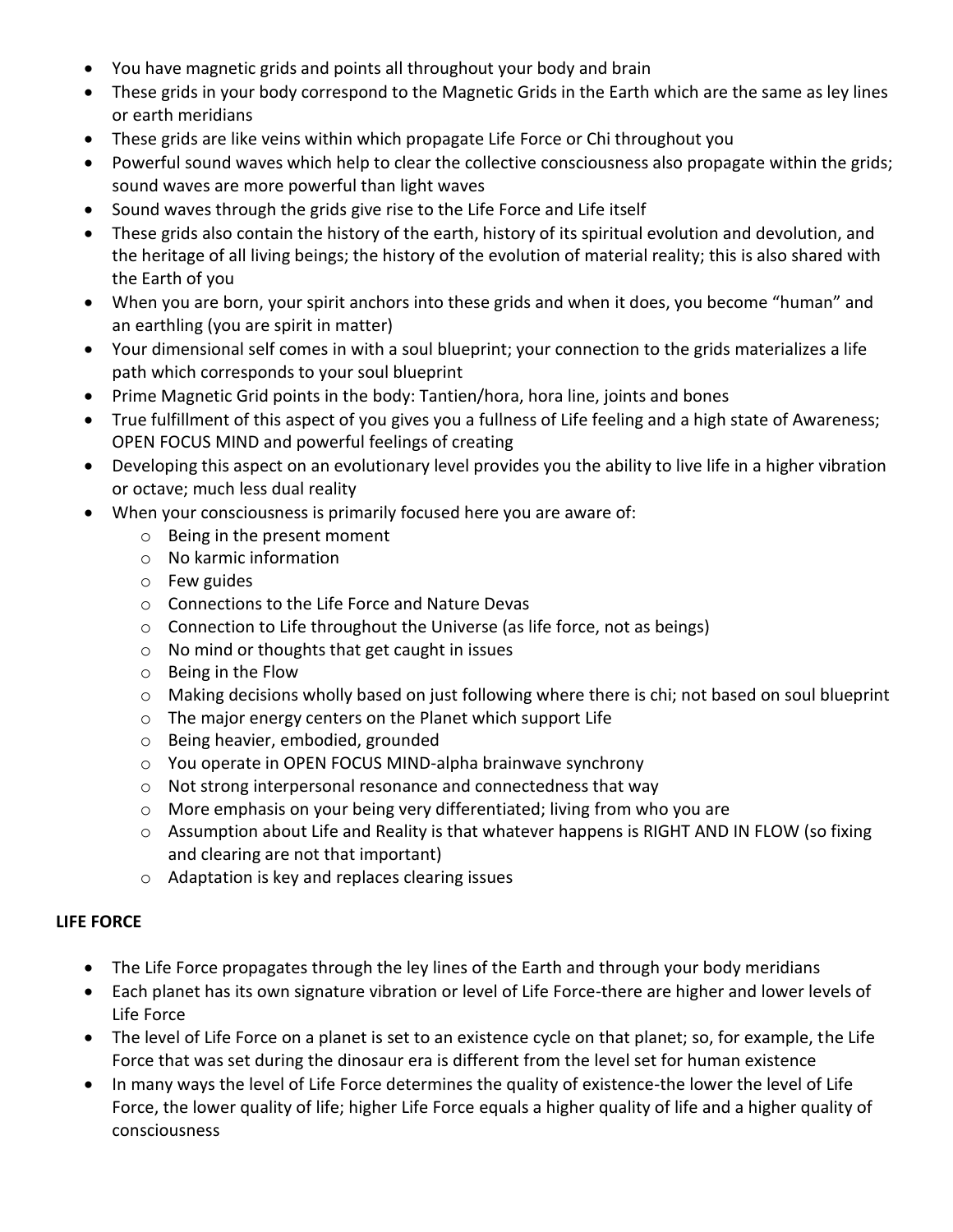- You have magnetic grids and points all throughout your body and brain
- These grids in your body correspond to the Magnetic Grids in the Earth which are the same as ley lines or earth meridians
- These grids are like veins within which propagate Life Force or Chi throughout you
- Powerful sound waves which help to clear the collective consciousness also propagate within the grids; sound waves are more powerful than light waves
- Sound waves through the grids give rise to the Life Force and Life itself
- These grids also contain the history of the earth, history of its spiritual evolution and devolution, and the heritage of all living beings; the history of the evolution of material reality; this is also shared with the Earth of you
- When you are born, your spirit anchors into these grids and when it does, you become "human" and an earthling (you are spirit in matter)
- Your dimensional self comes in with a soul blueprint; your connection to the grids materializes a life path which corresponds to your soul blueprint
- Prime Magnetic Grid points in the body: Tantien/hora, hora line, joints and bones
- True fulfillment of this aspect of you gives you a fullness of Life feeling and a high state of Awareness; OPEN FOCUS MIND and powerful feelings of creating
- Developing this aspect on an evolutionary level provides you the ability to live life in a higher vibration or octave; much less dual reality
- When your consciousness is primarily focused here you are aware of:
  - Being in the present moment
  - No karmic information
  - Few guides
  - Connections to the Life Force and Nature Devas
  - Connection to Life throughout the Universe (as life force, not as beings)
  - No mind or thoughts that get caught in issues
  - Being in the Flow
  - Making decisions wholly based on just following where there is chi; not based on soul blueprint
  - The major energy centers on the Planet which support Life
  - Being heavier, embodied, grounded
  - You operate in OPEN FOCUS MIND-alpha brainwave synchrony
  - Not strong interpersonal resonance and connectedness that way
  - More emphasis on your being very differentiated; living from who you are
  - Assumption about Life and Reality is that whatever happens is RIGHT AND IN FLOW (so fixing and clearing are not that important)
  - Adaptation is key and replaces clearing issues

**LIFE FORCE**

- The Life Force propagates through the ley lines of the Earth and through your body meridians
- Each planet has its own signature vibration or level of Life Force-there are higher and lower levels of Life Force
- The level of Life Force on a planet is set to an existence cycle on that planet; so, for example, the Life Force that was set during the dinosaur era is different from the level set for human existence
- In many ways the level of Life Force determines the quality of existence-the lower the level of Life Force, the lower quality of life; higher Life Force equals a higher quality of life and a higher quality of consciousness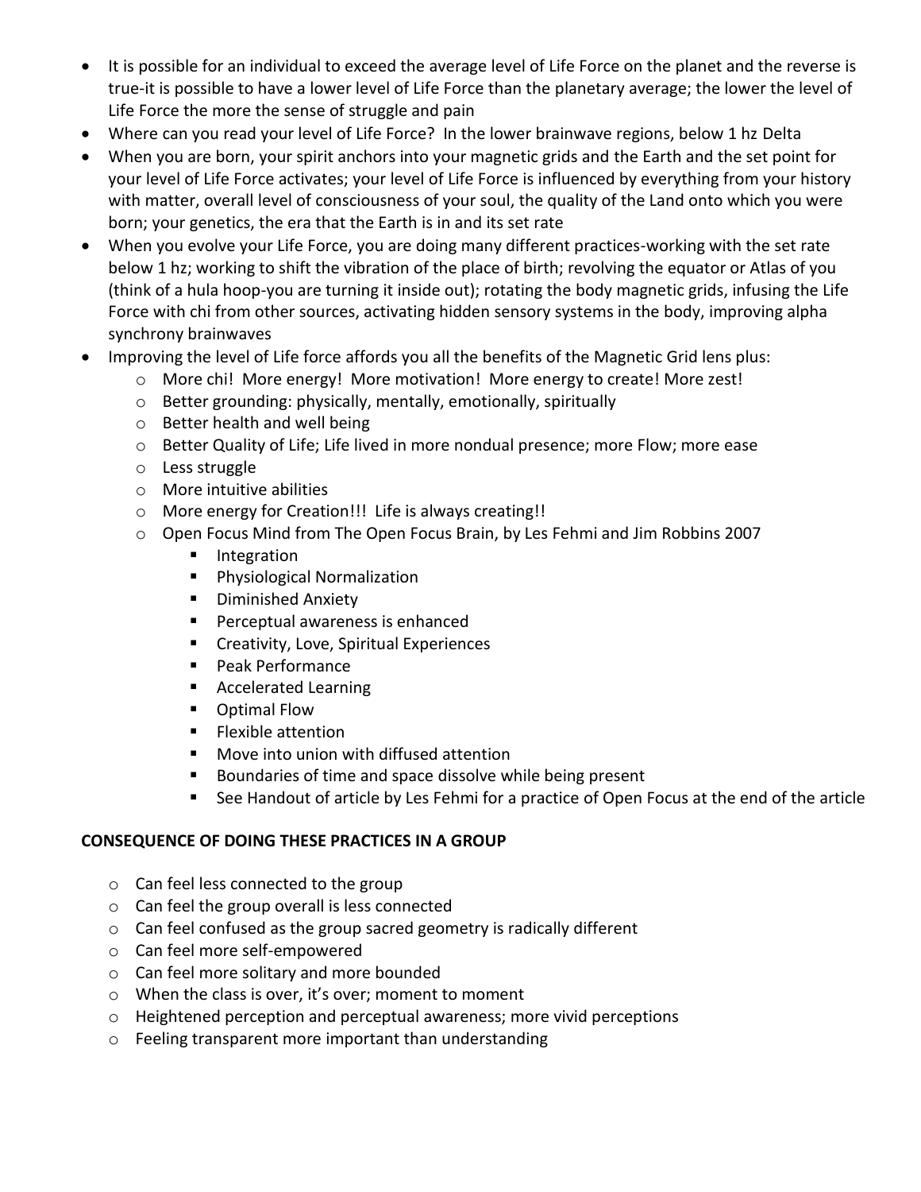- It is possible for an individual to exceed the average level of Life Force on the planet and the reverse is true-it is possible to have a lower level of Life Force than the planetary average; the lower the level of Life Force the more the sense of struggle and pain
- Where can you read your level of Life Force? In the lower brainwave regions, below 1 hz Delta
- When you are born, your spirit anchors into your magnetic grids and the Earth and the set point for your level of Life Force activates; your level of Life Force is influenced by everything from your history with matter, overall level of consciousness of your soul, the quality of the Land onto which you were born; your genetics, the era that the Earth is in and its set rate
- When you evolve your Life Force, you are doing many different practices-working with the set rate below 1 hz; working to shift the vibration of the place of birth; revolving the equator or Atlas of you (think of a hula hoop-you are turning it inside out); rotating the body magnetic grids, infusing the Life Force with chi from other sources, activating hidden sensory systems in the body, improving alpha synchrony brainwaves
- Improving the level of Life force affords you all the benefits of the Magnetic Grid lens plus:
    - More chi! More energy! More motivation! More energy to create! More zest!
    - Better grounding: physically, mentally, emotionally, spiritually
    - Better health and well being
    - Better Quality of Life; Life lived in more nondual presence; more Flow; more ease
    - Less struggle
    - More intuitive abilities
    - More energy for Creation!!! Life is always creating!!
    - Open Focus Mind from The Open Focus Brain, by Les Fehmi and Jim Robbins 2007
        - Integration
        - Physiological Normalization
        - Diminished Anxiety
        - Perceptual awareness is enhanced
        - Creativity, Love, Spiritual Experiences
        - Peak Performance
        - Accelerated Learning
        - Optimal Flow
        - Flexible attention
        - Move into union with diffused attention
        - Boundaries of time and space dissolve while being present
        - See Handout of article by Les Fehmi for a practice of Open Focus at the end of the article

**CONSEQUENCE OF DOING THESE PRACTICES IN A GROUP**

- Can feel less connected to the group
- Can feel the group overall is less connected
- Can feel confused as the group sacred geometry is radically different
- Can feel more self-empowered
- Can feel more solitary and more bounded
- When the class is over, it's over; moment to moment
- Heightened perception and perceptual awareness; more vivid perceptions
- Feeling transparent more important than understanding